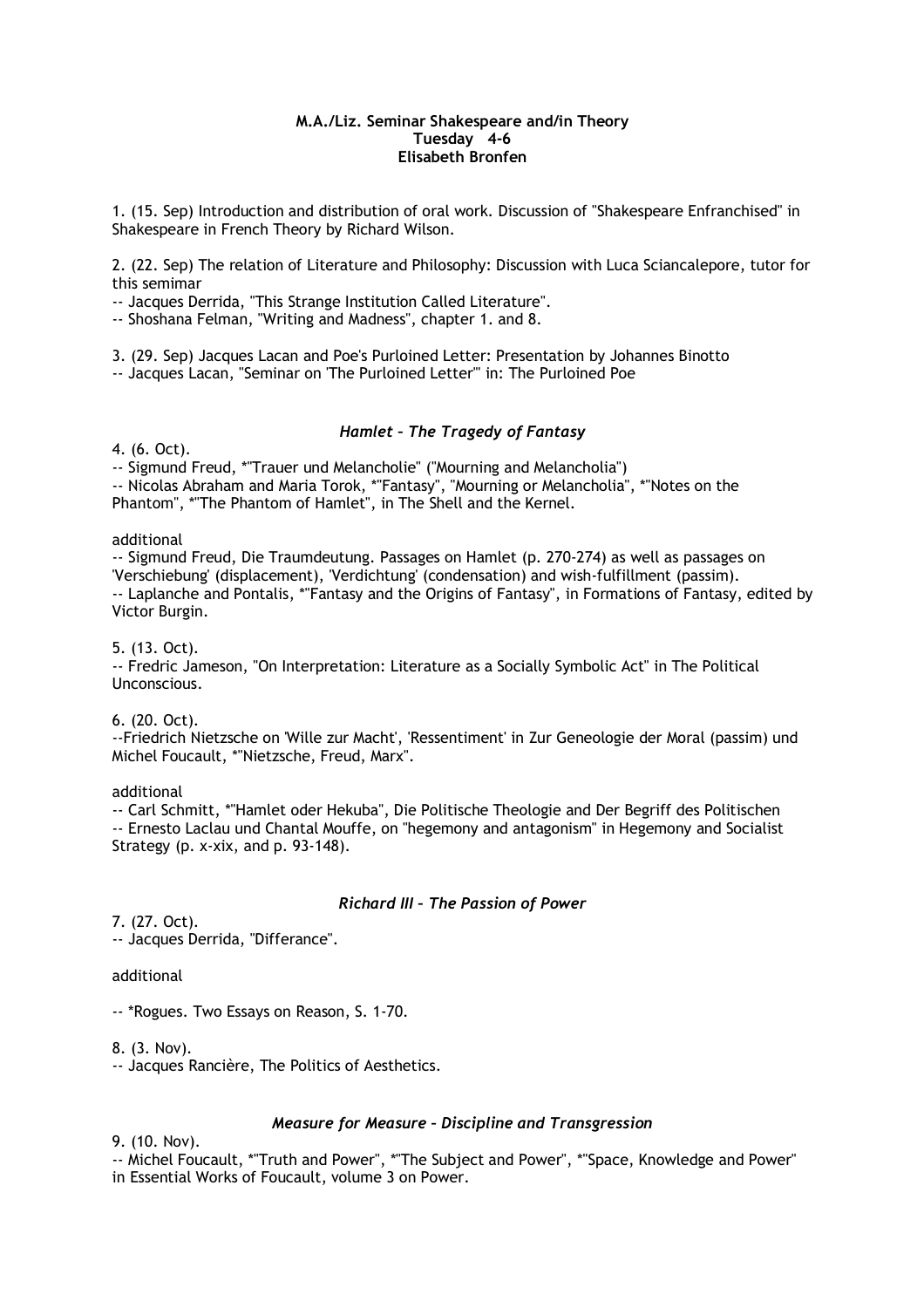**M.A./Liz. Seminar Shakespeare and/in Theory**
**Tuesday 4-6**
**Elisabeth Bronfen**

1. (15. Sep) Introduction and distribution of oral work. Discussion of "Shakespeare Enfranchised" in Shakespeare in French Theory by Richard Wilson.

2. (22. Sep) The relation of Literature and Philosophy: Discussion with Luca Sciancalepore, tutor for this semimar
-- Jacques Derrida, "This Strange Institution Called Literature".
-- Shoshana Felman, "Writing and Madness", chapter 1. and 8.

3. (29. Sep) Jacques Lacan and Poe's Purloined Letter: Presentation by Johannes Binotto
-- Jacques Lacan, "Seminar on 'The Purloined Letter'" in: The Purloined Poe

### *Hamlet – The Tragedy of Fantasy*

4. (6. Oct).
-- Sigmund Freud, *"Trauer und Melancholie" ("Mourning and Melancholia")
-- Nicolas Abraham and Maria Torok, *"Fantasy", "Mourning or Melancholia", *"Notes on the Phantom", *"The Phantom of Hamlet", in The Shell and the Kernel.

additional
-- Sigmund Freud, Die Traumdeutung. Passages on Hamlet (p. 270-274) as well as passages on 'Verschiebung' (displacement), 'Verdichtung' (condensation) and wish-fulfillment (passim).
-- Laplanche and Pontalis, *"Fantasy and the Origins of Fantasy", in Formations of Fantasy, edited by Victor Burgin.

5. (13. Oct).
-- Fredric Jameson, "On Interpretation: Literature as a Socially Symbolic Act" in The Political Unconscious.

6. (20. Oct).
--Friedrich Nietzsche on 'Wille zur Macht', 'Ressentiment' in Zur Geneologie der Moral (passim) und Michel Foucault, *"Nietzsche, Freud, Marx".

additional
-- Carl Schmitt, *"Hamlet oder Hekuba", Die Politische Theologie and Der Begriff des Politischen
-- Ernesto Laclau und Chantal Mouffe, on "hegemony and antagonism" in Hegemony and Socialist Strategy (p. x-xix, and p. 93-148).

### *Richard III – The Passion of Power*

7. (27. Oct).
-- Jacques Derrida, "Differance".

additional

-- *Rogues. Two Essays on Reason, S. 1-70.

8. (3. Nov).
-- Jacques Rancière, The Politics of Aesthetics.

### *Measure for Measure – Discipline and Transgression*

9. (10. Nov).
-- Michel Foucault, *"Truth and Power", *"The Subject and Power", *"Space, Knowledge and Power" in Essential Works of Foucault, volume 3 on Power.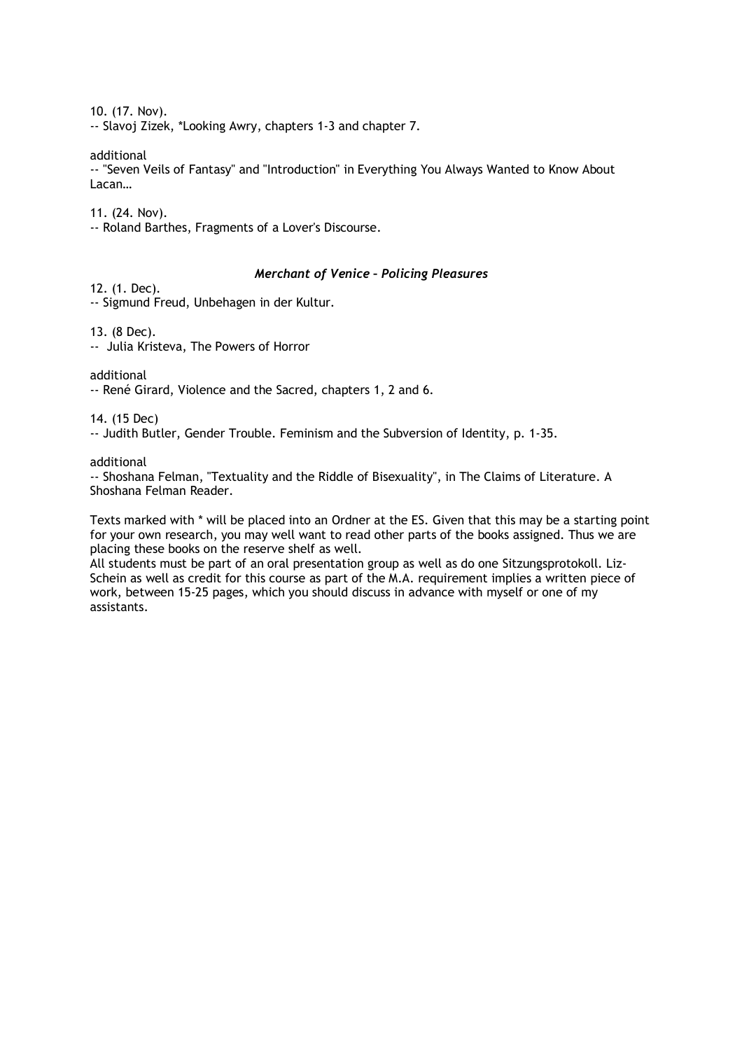10. (17. Nov).
-- Slavoj Zizek, *Looking Awry, chapters 1-3 and chapter 7.

additional
-- "Seven Veils of Fantasy" and "Introduction" in Everything You Always Wanted to Know About Lacan…

11. (24. Nov).
-- Roland Barthes, Fragments of a Lover's Discourse.

### *Merchant of Venice – Policing Pleasures*

12. (1. Dec).
-- Sigmund Freud, Unbehagen in der Kultur.

13. (8 Dec).
-- Julia Kristeva, The Powers of Horror

additional
-- René Girard, Violence and the Sacred, chapters 1, 2 and 6.

14. (15 Dec)
-- Judith Butler, Gender Trouble. Feminism and the Subversion of Identity, p. 1-35.

additional
-- Shoshana Felman, "Textuality and the Riddle of Bisexuality", in The Claims of Literature. A Shoshana Felman Reader.

Texts marked with * will be placed into an Ordner at the ES. Given that this may be a starting point for your own research, you may well want to read other parts of the books assigned. Thus we are placing these books on the reserve shelf as well.
All students must be part of an oral presentation group as well as do one Sitzungsprotokoll. Liz-Schein as well as credit for this course as part of the M.A. requirement implies a written piece of work, between 15-25 pages, which you should discuss in advance with myself or one of my assistants.